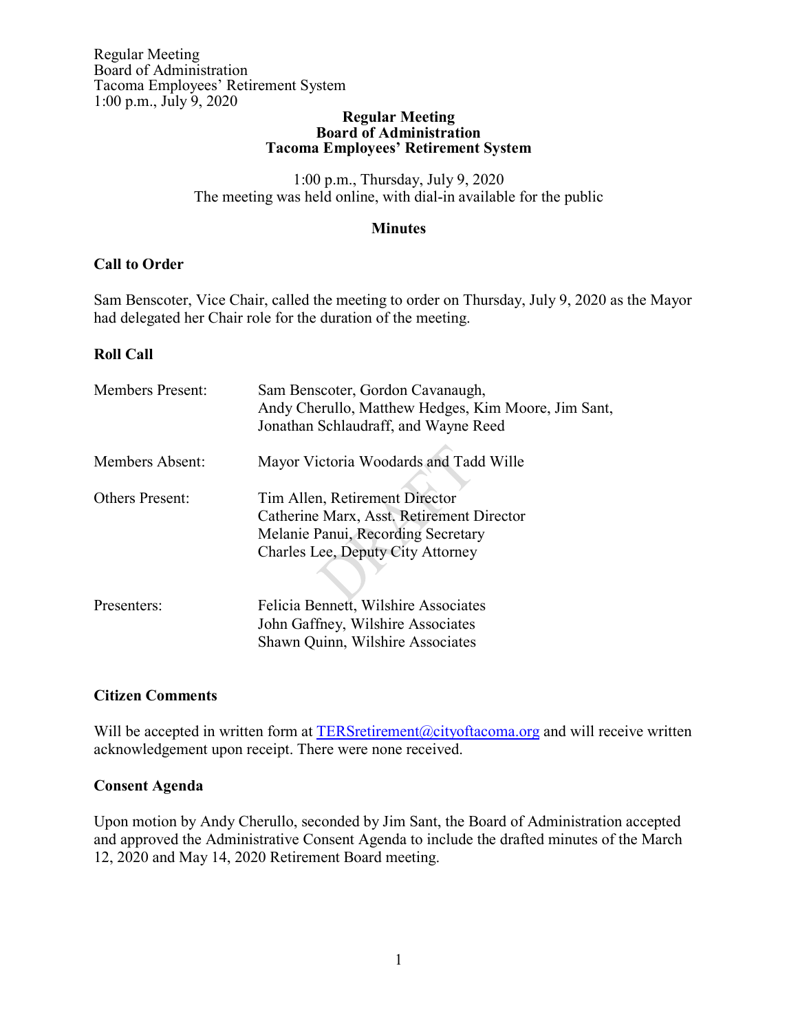# Regular Meeting
## Board of Administration
## Tacoma Employees' Retirement System

1:00 p.m., Thursday, July 9, 2020
The meeting was held online, with dial-in available for the public

### Minutes

### Call to Order

Sam Benscoter, Vice Chair, called the meeting to order on Thursday, July 9, 2020 as the Mayor had delegated her Chair role for the duration of the meeting.

### Roll Call

| | |
|---|---|
| Members Present: | Sam Benscoter, Gordon Cavanaugh, Andy Cherullo, Matthew Hedges, Kim Moore, Jim Sant, Jonathan Schlaudraff, and Wayne Reed |
| Members Absent: | Mayor Victoria Woodards and Tadd Wille |
| Others Present: | Tim Allen, Retirement Director<br>Catherine Marx, Asst. Retirement Director<br>Melanie Panui, Recording Secretary<br>Charles Lee, Deputy City Attorney |
| Presenters: | Felicia Bennett, Wilshire Associates<br>John Gaffney, Wilshire Associates<br>Shawn Quinn, Wilshire Associates |

### Citizen Comments

Will be accepted in written form at TERSretirement@cityoftacoma.org and will receive written acknowledgement upon receipt. There were none received.

### Consent Agenda

Upon motion by Andy Cherullo, seconded by Jim Sant, the Board of Administration accepted and approved the Administrative Consent Agenda to include the drafted minutes of the March 12, 2020 and May 14, 2020 Retirement Board meeting.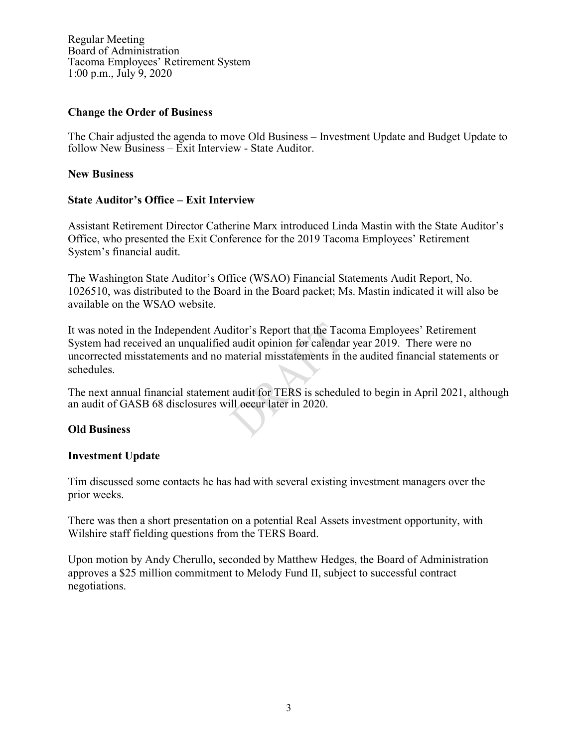Regular Meeting
Board of Administration
Tacoma Employees' Retirement System
1:00 p.m., July 9, 2020

**Change the Order of Business**

The Chair adjusted the agenda to move Old Business – Investment Update and Budget Update to follow New Business – Exit Interview - State Auditor.

**New Business**

**State Auditor's Office – Exit Interview**

Assistant Retirement Director Catherine Marx introduced Linda Mastin with the State Auditor's Office, who presented the Exit Conference for the 2019 Tacoma Employees' Retirement System's financial audit.

The Washington State Auditor's Office (WSAO) Financial Statements Audit Report, No. 1026510, was distributed to the Board in the Board packet; Ms. Mastin indicated it will also be available on the WSAO website.

It was noted in the Independent Auditor's Report that the Tacoma Employees' Retirement System had received an unqualified audit opinion for calendar year 2019. There were no uncorrected misstatements and no material misstatements in the audited financial statements or schedules.

The next annual financial statement audit for TERS is scheduled to begin in April 2021, although an audit of GASB 68 disclosures will occur later in 2020.

**Old Business**

**Investment Update**

Tim discussed some contacts he has had with several existing investment managers over the prior weeks.

There was then a short presentation on a potential Real Assets investment opportunity, with Wilshire staff fielding questions from the TERS Board.

Upon motion by Andy Cherullo, seconded by Matthew Hedges, the Board of Administration approves a $25 million commitment to Melody Fund II, subject to successful contract negotiations.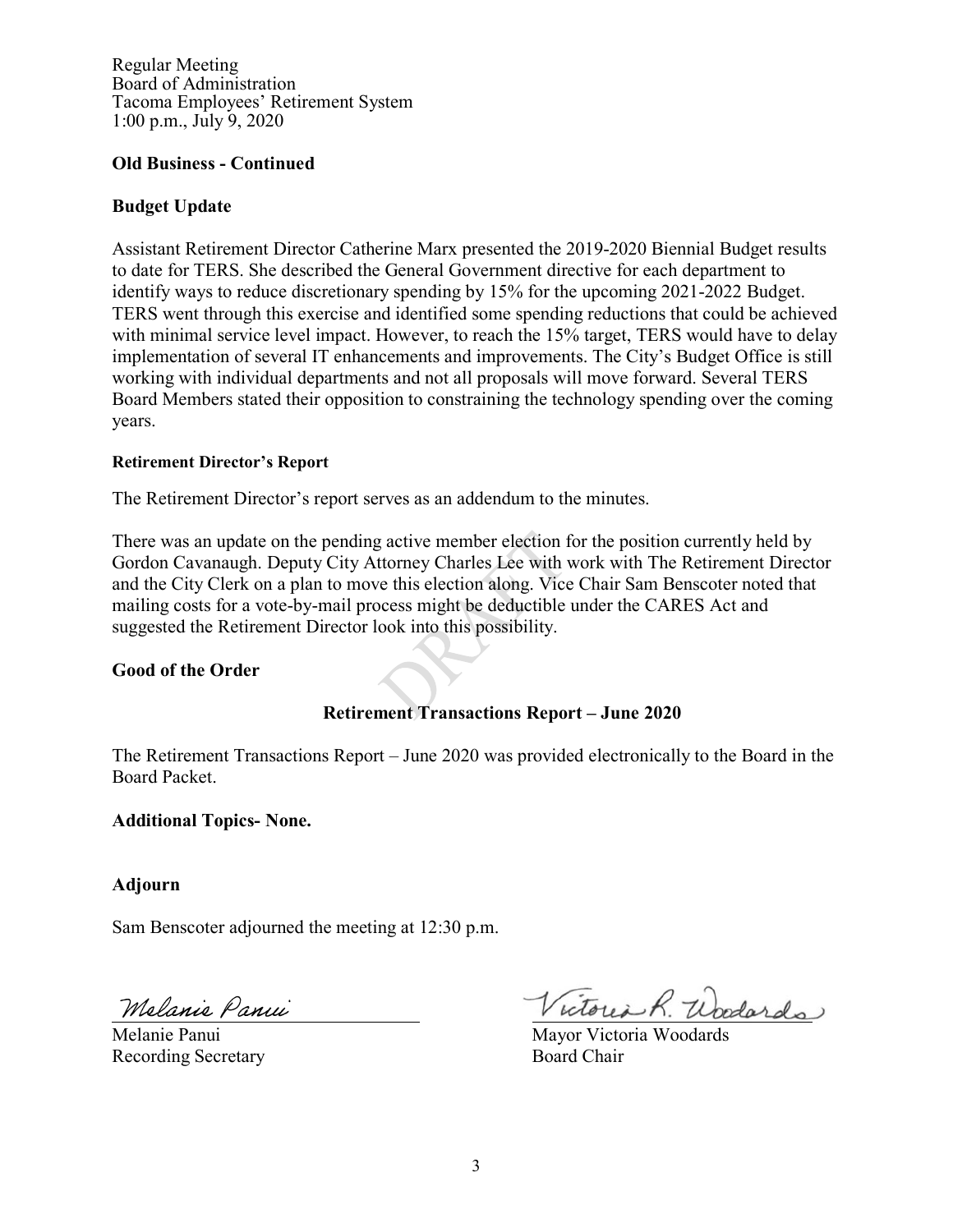Regular Meeting
Board of Administration
Tacoma Employees' Retirement System
1:00 p.m., July 9, 2020

**Old Business - Continued**

**Budget Update**

Assistant Retirement Director Catherine Marx presented the 2019-2020 Biennial Budget results to date for TERS. She described the General Government directive for each department to identify ways to reduce discretionary spending by 15% for the upcoming 2021-2022 Budget. TERS went through this exercise and identified some spending reductions that could be achieved with minimal service level impact. However, to reach the 15% target, TERS would have to delay implementation of several IT enhancements and improvements. The City's Budget Office is still working with individual departments and not all proposals will move forward. Several TERS Board Members stated their opposition to constraining the technology spending over the coming years.

**Retirement Director's Report**

The Retirement Director's report serves as an addendum to the minutes.

There was an update on the pending active member election for the position currently held by Gordon Cavanaugh. Deputy City Attorney Charles Lee with work with The Retirement Director and the City Clerk on a plan to move this election along. Vice Chair Sam Benscoter noted that mailing costs for a vote-by-mail process might be deductible under the CARES Act and suggested the Retirement Director look into this possibility.

**Good of the Order**

**Retirement Transactions Report – June 2020**

The Retirement Transactions Report – June 2020 was provided electronically to the Board in the Board Packet.

**Additional Topics- None.**

**Adjourn**

Sam Benscoter adjourned the meeting at 12:30 p.m.

Melanie Panui
Recording Secretary

Mayor Victoria Woodards
Board Chair